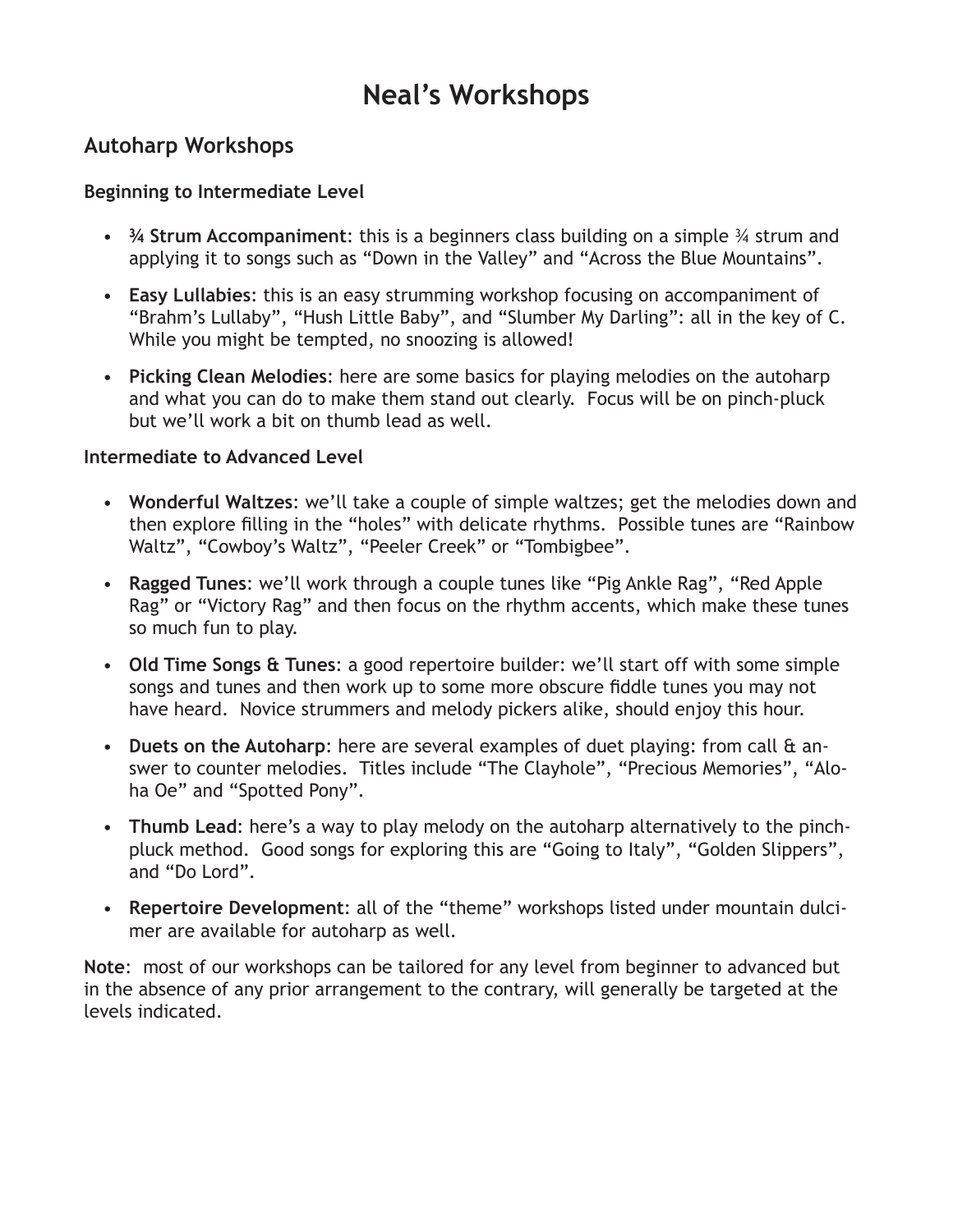# Neal's Workshops

## Autoharp Workshops

### Beginning to Intermediate Level

- **¾ Strum Accompaniment**: this is a beginners class building on a simple ¾ strum and applying it to songs such as "Down in the Valley" and "Across the Blue Mountains".
- **Easy Lullabies**: this is an easy strumming workshop focusing on accompaniment of "Brahm's Lullaby", "Hush Little Baby", and "Slumber My Darling": all in the key of C. While you might be tempted, no snoozing is allowed!
- **Picking Clean Melodies**: here are some basics for playing melodies on the autoharp and what you can do to make them stand out clearly. Focus will be on pinch-pluck but we'll work a bit on thumb lead as well.

### Intermediate to Advanced Level

- **Wonderful Waltzes**: we'll take a couple of simple waltzes; get the melodies down and then explore filling in the "holes" with delicate rhythms. Possible tunes are "Rainbow Waltz", "Cowboy's Waltz", "Peeler Creek" or "Tombigbee".
- **Ragged Tunes**: we'll work through a couple tunes like "Pig Ankle Rag", "Red Apple Rag" or "Victory Rag" and then focus on the rhythm accents, which make these tunes so much fun to play.
- **Old Time Songs & Tunes**: a good repertoire builder: we'll start off with some simple songs and tunes and then work up to some more obscure fiddle tunes you may not have heard. Novice strummers and melody pickers alike, should enjoy this hour.
- **Duets on the Autoharp**: here are several examples of duet playing: from call & answer to counter melodies. Titles include "The Clayhole", "Precious Memories", "Aloha Oe" and "Spotted Pony".
- **Thumb Lead**: here's a way to play melody on the autoharp alternatively to the pinch-pluck method. Good songs for exploring this are "Going to Italy", "Golden Slippers", and "Do Lord".
- **Repertoire Development**: all of the "theme" workshops listed under mountain dulcimer are available for autoharp as well.

**Note**: most of our workshops can be tailored for any level from beginner to advanced but in the absence of any prior arrangement to the contrary, will generally be targeted at the levels indicated.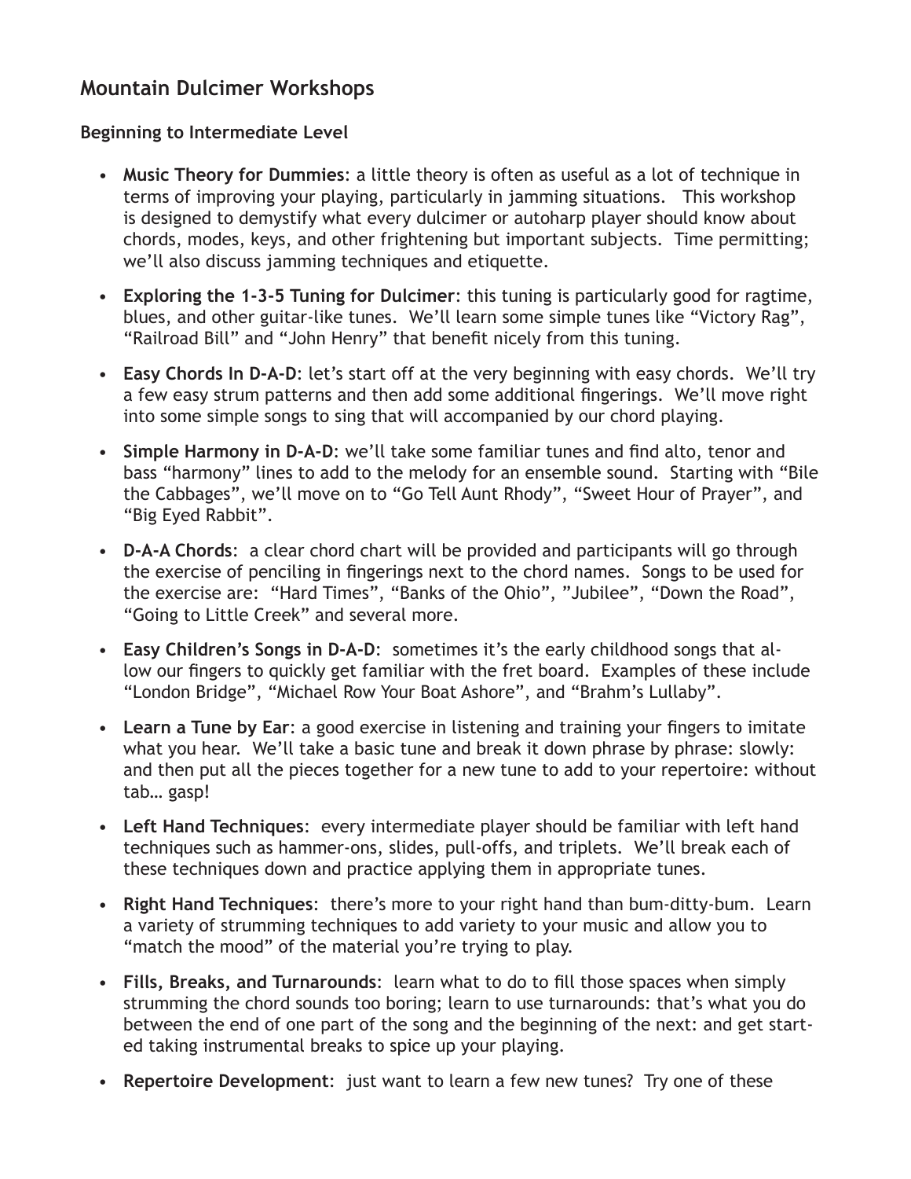## Mountain Dulcimer Workshops

### Beginning to Intermediate Level

- **Music Theory for Dummies**: a little theory is often as useful as a lot of technique in terms of improving your playing, particularly in jamming situations. This workshop is designed to demystify what every dulcimer or autoharp player should know about chords, modes, keys, and other frightening but important subjects. Time permitting; we'll also discuss jamming techniques and etiquette.
- **Exploring the 1-3-5 Tuning for Dulcimer**: this tuning is particularly good for ragtime, blues, and other guitar-like tunes. We'll learn some simple tunes like "Victory Rag", "Railroad Bill" and "John Henry" that benefit nicely from this tuning.
- **Easy Chords In D-A-D**: let's start off at the very beginning with easy chords. We'll try a few easy strum patterns and then add some additional fingerings. We'll move right into some simple songs to sing that will accompanied by our chord playing.
- **Simple Harmony in D-A-D**: we'll take some familiar tunes and find alto, tenor and bass "harmony" lines to add to the melody for an ensemble sound. Starting with "Bile the Cabbages", we'll move on to "Go Tell Aunt Rhody", "Sweet Hour of Prayer", and "Big Eyed Rabbit".
- **D-A-A Chords**: a clear chord chart will be provided and participants will go through the exercise of penciling in fingerings next to the chord names. Songs to be used for the exercise are: "Hard Times", "Banks of the Ohio", "Jubilee", "Down the Road", "Going to Little Creek" and several more.
- **Easy Children's Songs in D-A-D**: sometimes it's the early childhood songs that allow our fingers to quickly get familiar with the fret board. Examples of these include "London Bridge", "Michael Row Your Boat Ashore", and "Brahm's Lullaby".
- **Learn a Tune by Ear**: a good exercise in listening and training your fingers to imitate what you hear. We'll take a basic tune and break it down phrase by phrase: slowly: and then put all the pieces together for a new tune to add to your repertoire: without tab… gasp!
- **Left Hand Techniques**: every intermediate player should be familiar with left hand techniques such as hammer-ons, slides, pull-offs, and triplets. We'll break each of these techniques down and practice applying them in appropriate tunes.
- **Right Hand Techniques**: there's more to your right hand than bum-ditty-bum. Learn a variety of strumming techniques to add variety to your music and allow you to "match the mood" of the material you're trying to play.
- **Fills, Breaks, and Turnarounds**: learn what to do to fill those spaces when simply strumming the chord sounds too boring; learn to use turnarounds: that's what you do between the end of one part of the song and the beginning of the next: and get started taking instrumental breaks to spice up your playing.
- **Repertoire Development**: just want to learn a few new tunes? Try one of these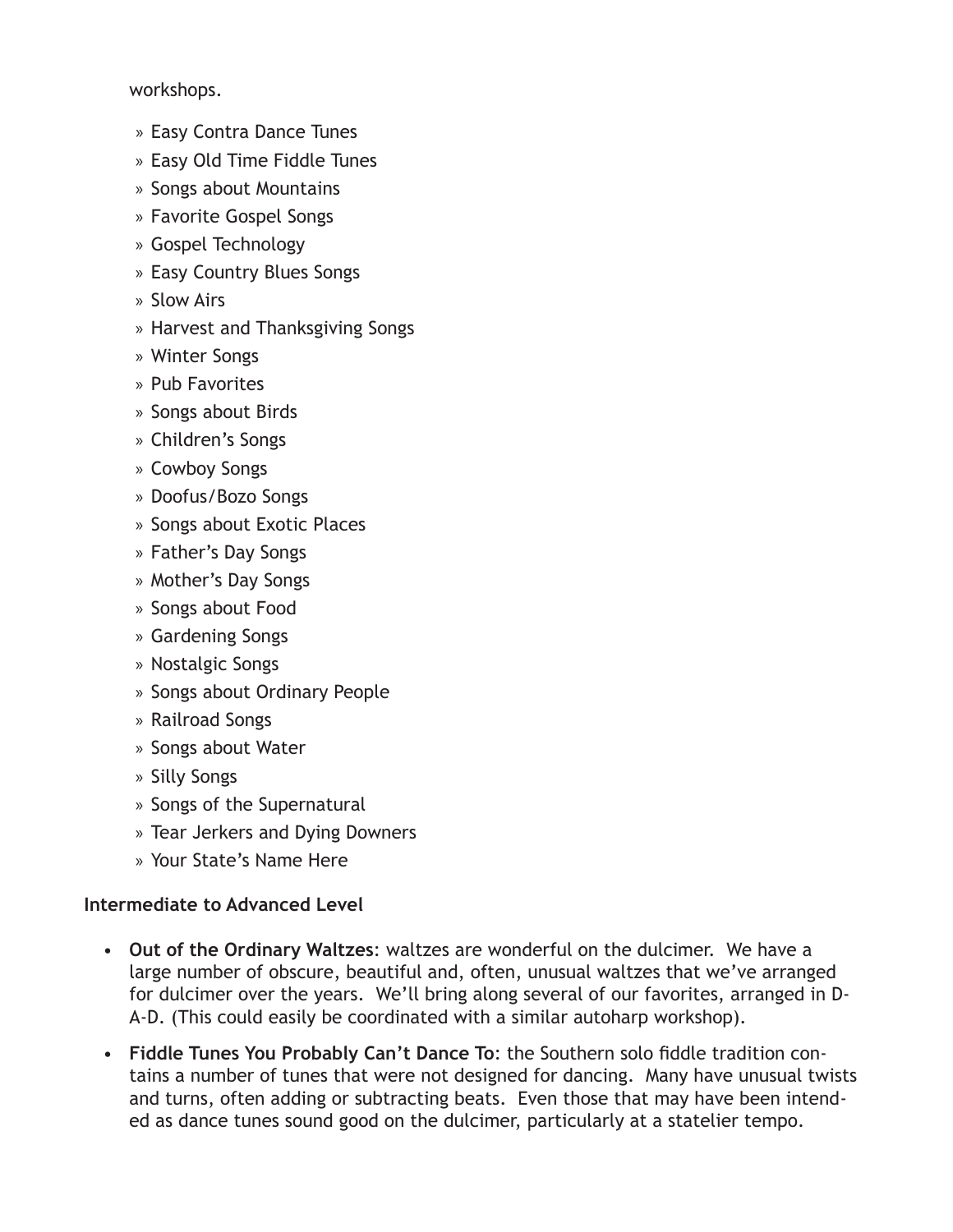workshops.

- Easy Contra Dance Tunes
- Easy Old Time Fiddle Tunes
- Songs about Mountains
- Favorite Gospel Songs
- Gospel Technology
- Easy Country Blues Songs
- Slow Airs
- Harvest and Thanksgiving Songs
- Winter Songs
- Pub Favorites
- Songs about Birds
- Children's Songs
- Cowboy Songs
- Doofus/Bozo Songs
- Songs about Exotic Places
- Father's Day Songs
- Mother's Day Songs
- Songs about Food
- Gardening Songs
- Nostalgic Songs
- Songs about Ordinary People
- Railroad Songs
- Songs about Water
- Silly Songs
- Songs of the Supernatural
- Tear Jerkers and Dying Downers
- Your State's Name Here

### Intermediate to Advanced Level

- **Out of the Ordinary Waltzes**: waltzes are wonderful on the dulcimer. We have a large number of obscure, beautiful and, often, unusual waltzes that we've arranged for dulcimer over the years. We'll bring along several of our favorites, arranged in D-A-D. (This could easily be coordinated with a similar autoharp workshop).
- **Fiddle Tunes You Probably Can't Dance To**: the Southern solo fiddle tradition contains a number of tunes that were not designed for dancing. Many have unusual twists and turns, often adding or subtracting beats. Even those that may have been intended as dance tunes sound good on the dulcimer, particularly at a statelier tempo.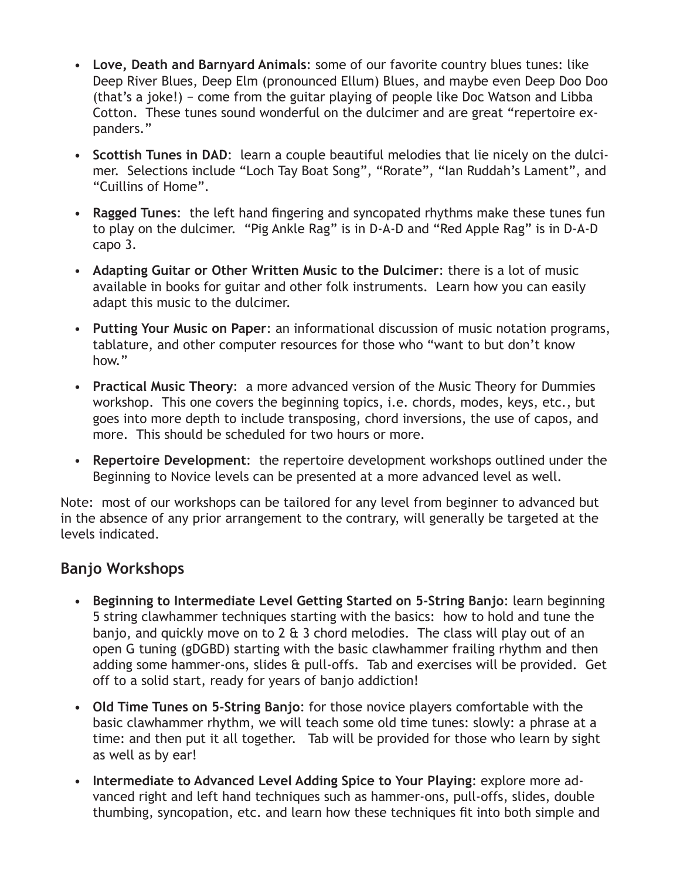- **Love, Death and Barnyard Animals**: some of our favorite country blues tunes: like Deep River Blues, Deep Elm (pronounced Ellum) Blues, and maybe even Deep Doo Doo (that's a joke!) – come from the guitar playing of people like Doc Watson and Libba Cotton. These tunes sound wonderful on the dulcimer and are great "repertoire expanders."
- **Scottish Tunes in DAD**: learn a couple beautiful melodies that lie nicely on the dulcimer. Selections include "Loch Tay Boat Song", "Rorate", "Ian Ruddah's Lament", and "Cuillins of Home".
- **Ragged Tunes**: the left hand fingering and syncopated rhythms make these tunes fun to play on the dulcimer. "Pig Ankle Rag" is in D-A-D and "Red Apple Rag" is in D-A-D capo 3.
- **Adapting Guitar or Other Written Music to the Dulcimer**: there is a lot of music available in books for guitar and other folk instruments. Learn how you can easily adapt this music to the dulcimer.
- **Putting Your Music on Paper**: an informational discussion of music notation programs, tablature, and other computer resources for those who "want to but don't know how."
- **Practical Music Theory**: a more advanced version of the Music Theory for Dummies workshop. This one covers the beginning topics, i.e. chords, modes, keys, etc., but goes into more depth to include transposing, chord inversions, the use of capos, and more. This should be scheduled for two hours or more.
- **Repertoire Development**: the repertoire development workshops outlined under the Beginning to Novice levels can be presented at a more advanced level as well.

Note: most of our workshops can be tailored for any level from beginner to advanced but in the absence of any prior arrangement to the contrary, will generally be targeted at the levels indicated.

## Banjo Workshops

- **Beginning to Intermediate Level Getting Started on 5-String Banjo**: learn beginning 5 string clawhammer techniques starting with the basics: how to hold and tune the banjo, and quickly move on to 2 & 3 chord melodies. The class will play out of an open G tuning (gDGBD) starting with the basic clawhammer frailing rhythm and then adding some hammer-ons, slides & pull-offs. Tab and exercises will be provided. Get off to a solid start, ready for years of banjo addiction!
- **Old Time Tunes on 5-String Banjo**: for those novice players comfortable with the basic clawhammer rhythm, we will teach some old time tunes: slowly: a phrase at a time: and then put it all together. Tab will be provided for those who learn by sight as well as by ear!
- **Intermediate to Advanced Level Adding Spice to Your Playing**: explore more advanced right and left hand techniques such as hammer-ons, pull-offs, slides, double thumbing, syncopation, etc. and learn how these techniques fit into both simple and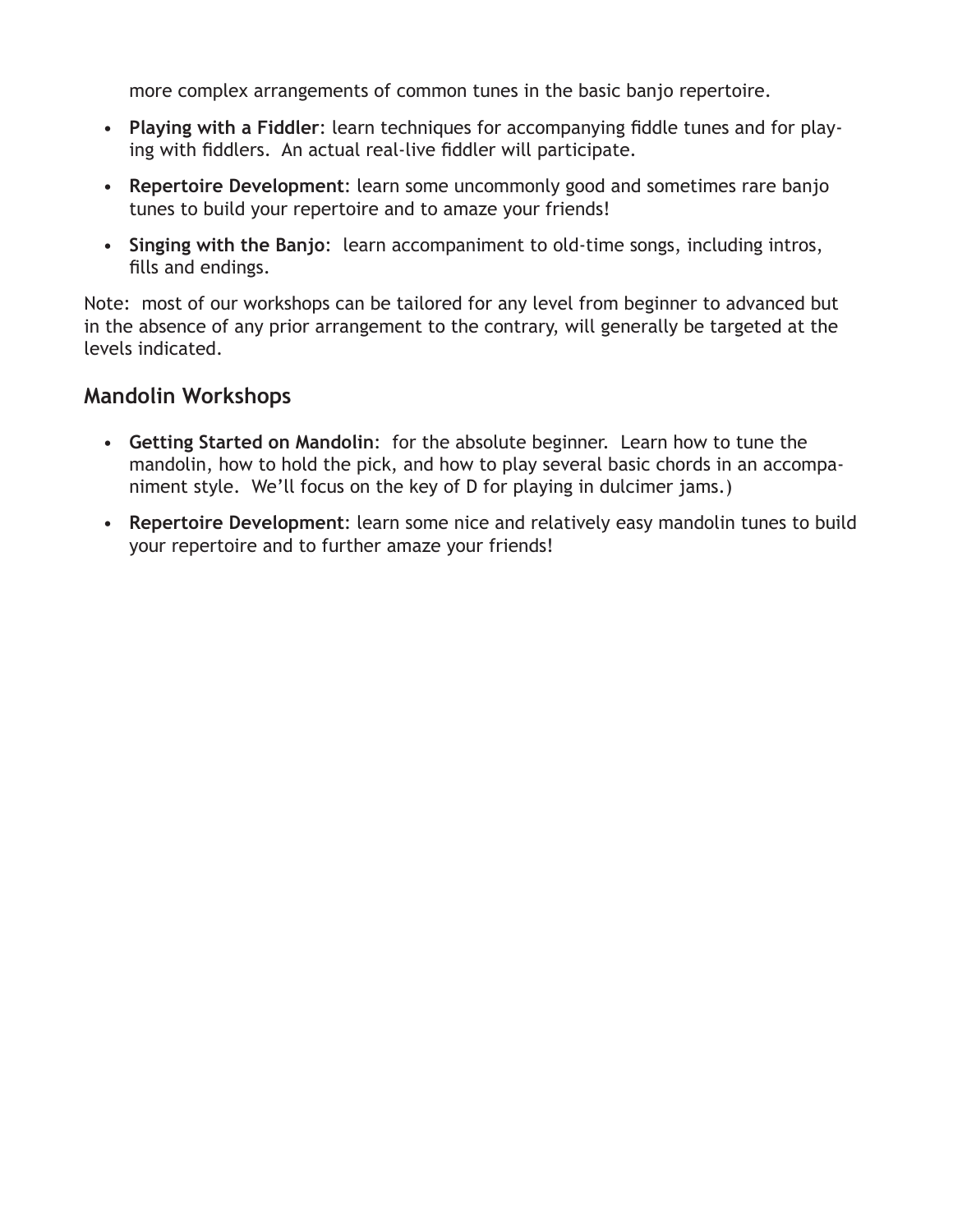more complex arrangements of common tunes in the basic banjo repertoire.

- **Playing with a Fiddler**: learn techniques for accompanying fiddle tunes and for playing with fiddlers. An actual real-live fiddler will participate.
- **Repertoire Development**: learn some uncommonly good and sometimes rare banjo tunes to build your repertoire and to amaze your friends!
- **Singing with the Banjo**: learn accompaniment to old-time songs, including intros, fills and endings.

Note: most of our workshops can be tailored for any level from beginner to advanced but in the absence of any prior arrangement to the contrary, will generally be targeted at the levels indicated.

## Mandolin Workshops

- **Getting Started on Mandolin**: for the absolute beginner. Learn how to tune the mandolin, how to hold the pick, and how to play several basic chords in an accompaniment style. We'll focus on the key of D for playing in dulcimer jams.)
- **Repertoire Development**: learn some nice and relatively easy mandolin tunes to build your repertoire and to further amaze your friends!